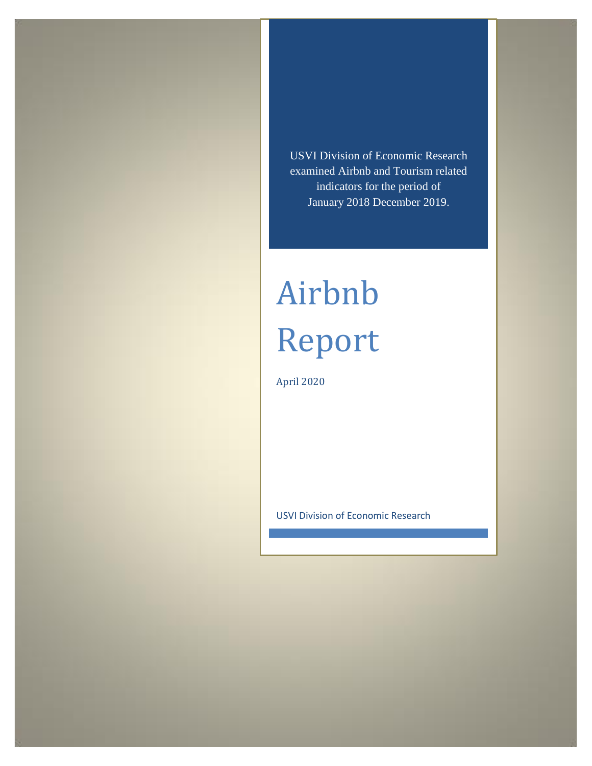USVI Division of Economic Research examined Airbnb and Tourism related indicators for the period of January 2018 December 2019.

# Airbnb Report

April 2020

USVI Division of Economic Research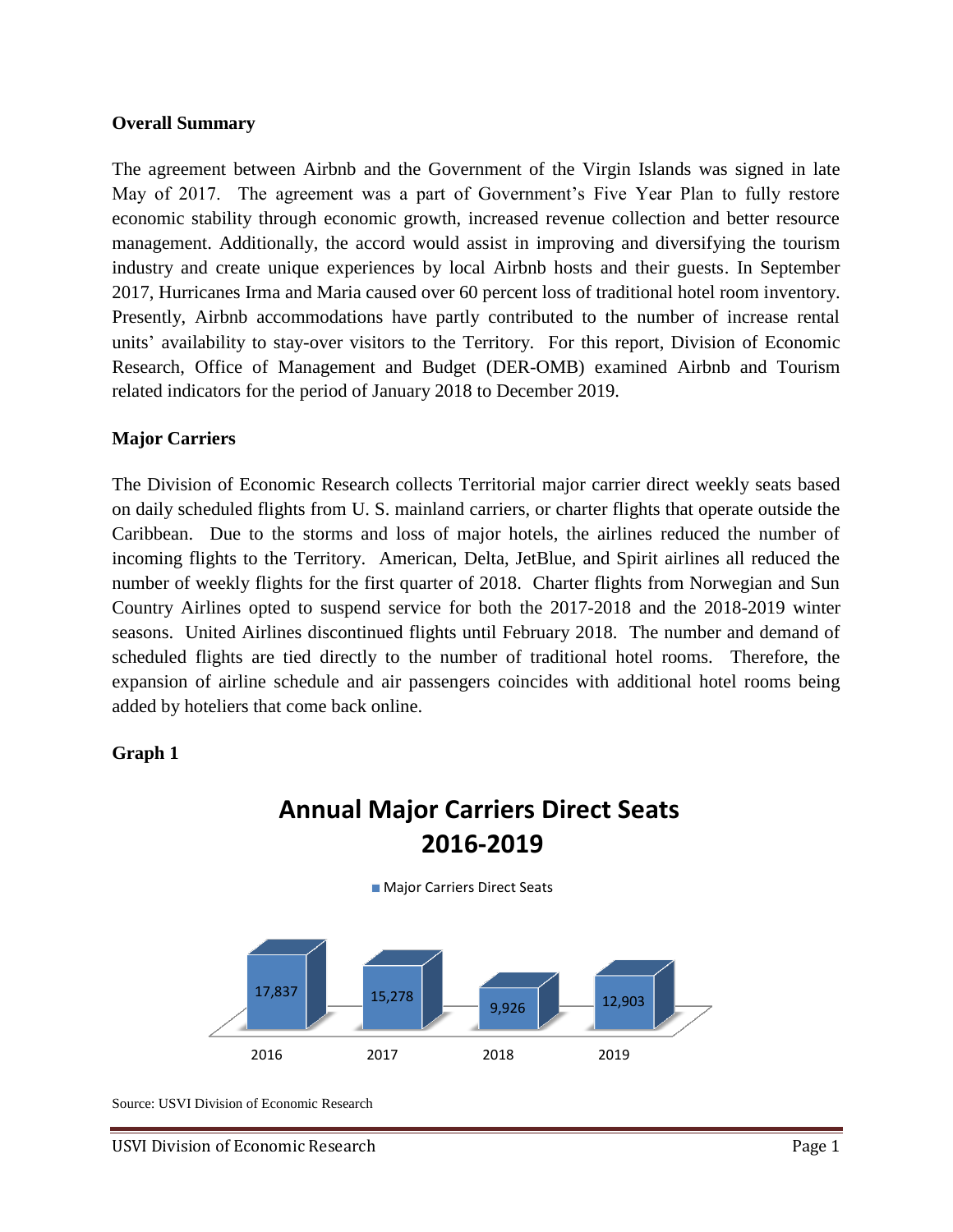**Overall Summary**

The agreement between Airbnb and the Government of the Virgin Islands was signed in late May of 2017. The agreement was a part of Government's Five Year Plan to fully restore economic stability through economic growth, increased revenue collection and better resource management. Additionally, the accord would assist in improving and diversifying the tourism industry and create unique experiences by local Airbnb hosts and their guests. In September 2017, Hurricanes Irma and Maria caused over 60 percent loss of traditional hotel room inventory. Presently, Airbnb accommodations have partly contributed to the number of increase rental units' availability to stay-over visitors to the Territory. For this report, Division of Economic Research, Office of Management and Budget (DER-OMB) examined Airbnb and Tourism related indicators for the period of January 2018 to December 2019.

**Major Carriers**

The Division of Economic Research collects Territorial major carrier direct weekly seats based on daily scheduled flights from U. S. mainland carriers, or charter flights that operate outside the Caribbean. Due to the storms and loss of major hotels, the airlines reduced the number of incoming flights to the Territory. American, Delta, JetBlue, and Spirit airlines all reduced the number of weekly flights for the first quarter of 2018. Charter flights from Norwegian and Sun Country Airlines opted to suspend service for both the 2017-2018 and the 2018-2019 winter seasons. United Airlines discontinued flights until February 2018. The number and demand of scheduled flights are tied directly to the number of traditional hotel rooms. Therefore, the expansion of airline schedule and air passengers coincides with additional hotel rooms being added by hoteliers that come back online.

**Graph 1**

**Annual Major Carriers Direct Seats 2016-2019**

| Year | Major Carriers Direct Seats |
| --- | --- |
| 2016 | 17,837 |
| 2017 | 15,278 |
| 2018 | 9,926 |
| 2019 | 12,903 |

Source: USVI Division of Economic Research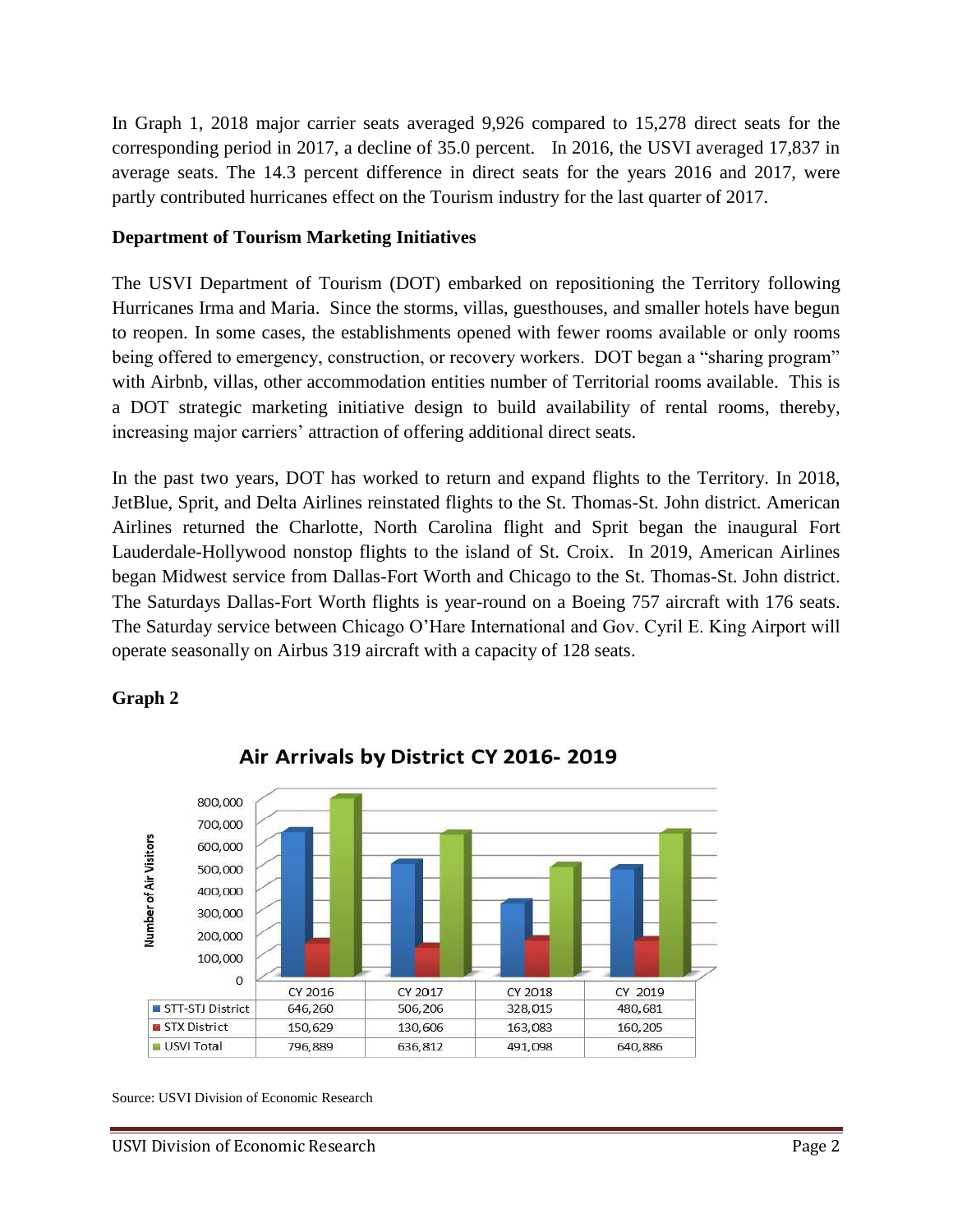In Graph 1, 2018 major carrier seats averaged 9,926 compared to 15,278 direct seats for the corresponding period in 2017, a decline of 35.0 percent. In 2016, the USVI averaged 17,837 in average seats. The 14.3 percent difference in direct seats for the years 2016 and 2017, were partly contributed hurricanes effect on the Tourism industry for the last quarter of 2017.

**Department of Tourism Marketing Initiatives**

The USVI Department of Tourism (DOT) embarked on repositioning the Territory following Hurricanes Irma and Maria. Since the storms, villas, guesthouses, and smaller hotels have begun to reopen. In some cases, the establishments opened with fewer rooms available or only rooms being offered to emergency, construction, or recovery workers. DOT began a "sharing program" with Airbnb, villas, other accommodation entities number of Territorial rooms available. This is a DOT strategic marketing initiative design to build availability of rental rooms, thereby, increasing major carriers' attraction of offering additional direct seats.

In the past two years, DOT has worked to return and expand flights to the Territory. In 2018, JetBlue, Sprit, and Delta Airlines reinstated flights to the St. Thomas-St. John district. American Airlines returned the Charlotte, North Carolina flight and Sprit began the inaugural Fort Lauderdale-Hollywood nonstop flights to the island of St. Croix. In 2019, American Airlines began Midwest service from Dallas-Fort Worth and Chicago to the St. Thomas-St. John district. The Saturdays Dallas-Fort Worth flights is year-round on a Boeing 757 aircraft with 176 seats. The Saturday service between Chicago O'Hare International and Gov. Cyril E. King Airport will operate seasonally on Airbus 319 aircraft with a capacity of 128 seats.

**Graph 2**

**Air Arrivals by District CY 2016- 2019**

| | CY 2016 | CY 2017 | CY 2018 | CY 2019 |
|---|---|---|---|---|
| STT-STJ District | 646,260 | 506,206 | 328,015 | 480,681 |
| STX District | 150,629 | 130,606 | 163,083 | 160,205 |
| USVI Total | 796,889 | 636,812 | 491,098 | 640,886 |

Source: USVI Division of Economic Research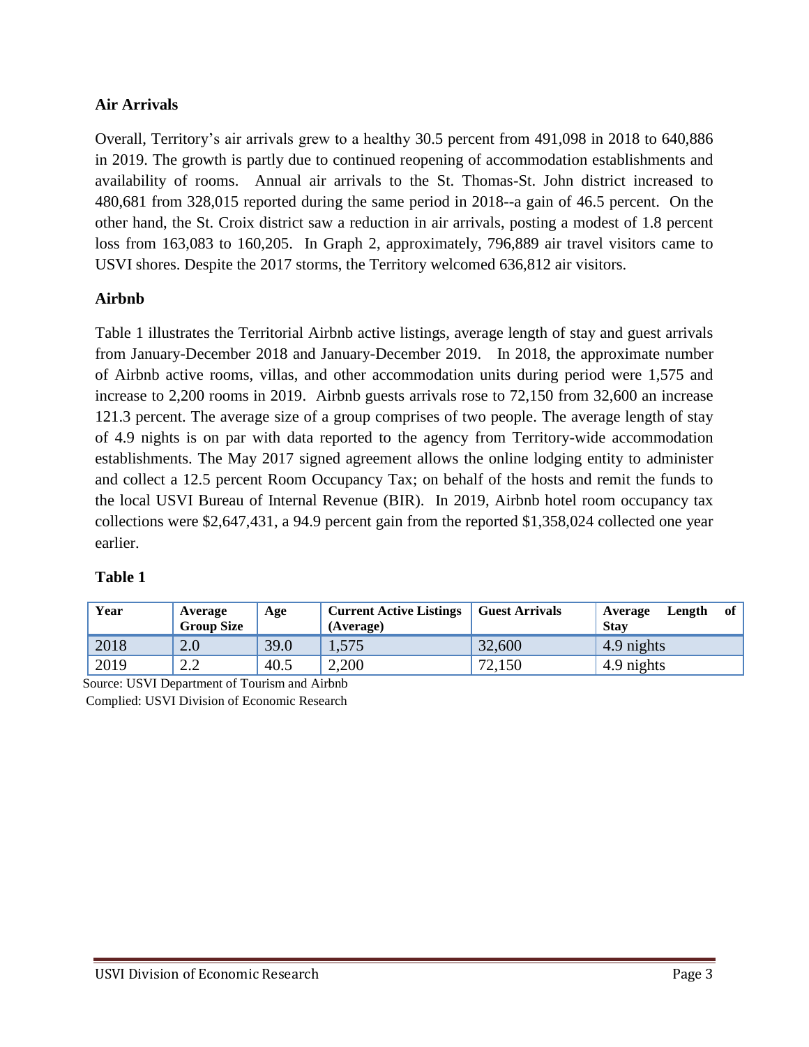**Air Arrivals**

Overall, Territory's air arrivals grew to a healthy 30.5 percent from 491,098 in 2018 to 640,886 in 2019. The growth is partly due to continued reopening of accommodation establishments and availability of rooms. Annual air arrivals to the St. Thomas-St. John district increased to 480,681 from 328,015 reported during the same period in 2018--a gain of 46.5 percent. On the other hand, the St. Croix district saw a reduction in air arrivals, posting a modest of 1.8 percent loss from 163,083 to 160,205. In Graph 2, approximately, 796,889 air travel visitors came to USVI shores. Despite the 2017 storms, the Territory welcomed 636,812 air visitors.

**Airbnb**

Table 1 illustrates the Territorial Airbnb active listings, average length of stay and guest arrivals from January-December 2018 and January-December 2019. In 2018, the approximate number of Airbnb active rooms, villas, and other accommodation units during period were 1,575 and increase to 2,200 rooms in 2019. Airbnb guests arrivals rose to 72,150 from 32,600 an increase 121.3 percent. The average size of a group comprises of two people. The average length of stay of 4.9 nights is on par with data reported to the agency from Territory-wide accommodation establishments. The May 2017 signed agreement allows the online lodging entity to administer and collect a 12.5 percent Room Occupancy Tax; on behalf of the hosts and remit the funds to the local USVI Bureau of Internal Revenue (BIR). In 2019, Airbnb hotel room occupancy tax collections were $2,647,431, a 94.9 percent gain from the reported $1,358,024 collected one year earlier.

**Table 1**

| Year | Average Group Size | Age | Current Active Listings (Average) | Guest Arrivals | Average Length of Stay |
|---|---|---|---|---|---|
| 2018 | 2.0 | 39.0 | 1,575 | 32,600 | 4.9 nights |
| 2019 | 2.2 | 40.5 | 2,200 | 72,150 | 4.9 nights |

Source: USVI Department of Tourism and Airbnb
Complied: USVI Division of Economic Research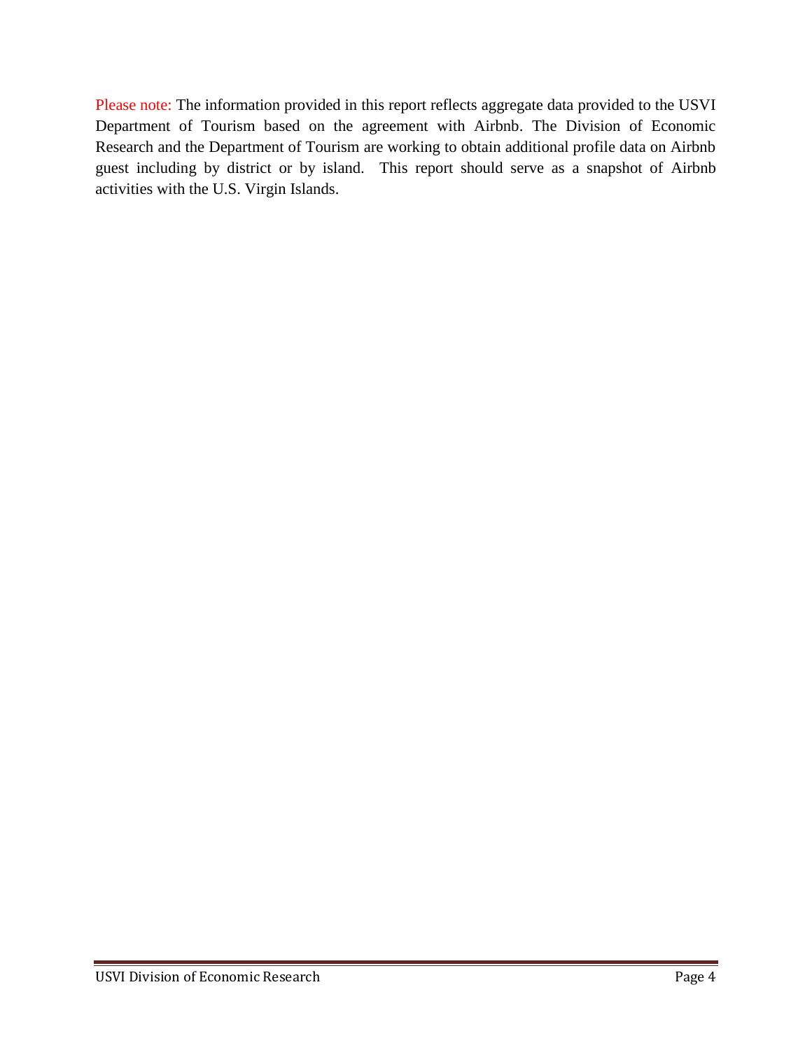Please note: The information provided in this report reflects aggregate data provided to the USVI Department of Tourism based on the agreement with Airbnb. The Division of Economic Research and the Department of Tourism are working to obtain additional profile data on Airbnb guest including by district or by island. This report should serve as a snapshot of Airbnb activities with the U.S. Virgin Islands.